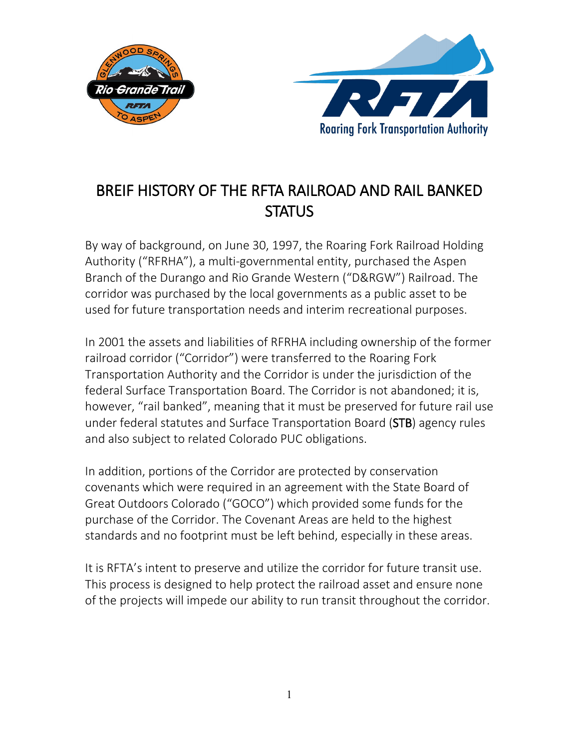# BREIF HISTORY OF THE RFTA RAILROAD AND RAIL BANKED STATUS

By way of background, on June 30, 1997, the Roaring Fork Railroad Holding Authority ("RFRHA"), a multi-governmental entity, purchased the Aspen Branch of the Durango and Rio Grande Western ("D&RGW") Railroad. The corridor was purchased by the local governments as a public asset to be used for future transportation needs and interim recreational purposes.

In 2001 the assets and liabilities of RFRHA including ownership of the former railroad corridor ("Corridor") were transferred to the Roaring Fork Transportation Authority and the Corridor is under the jurisdiction of the federal Surface Transportation Board. The Corridor is not abandoned; it is, however, "rail banked", meaning that it must be preserved for future rail use under federal statutes and Surface Transportation Board (STB) agency rules and also subject to related Colorado PUC obligations.

In addition, portions of the Corridor are protected by conservation covenants which were required in an agreement with the State Board of Great Outdoors Colorado ("GOCO") which provided some funds for the purchase of the Corridor. The Covenant Areas are held to the highest standards and no footprint must be left behind, especially in these areas.

It is RFTA's intent to preserve and utilize the corridor for future transit use. This process is designed to help protect the railroad asset and ensure none of the projects will impede our ability to run transit throughout the corridor.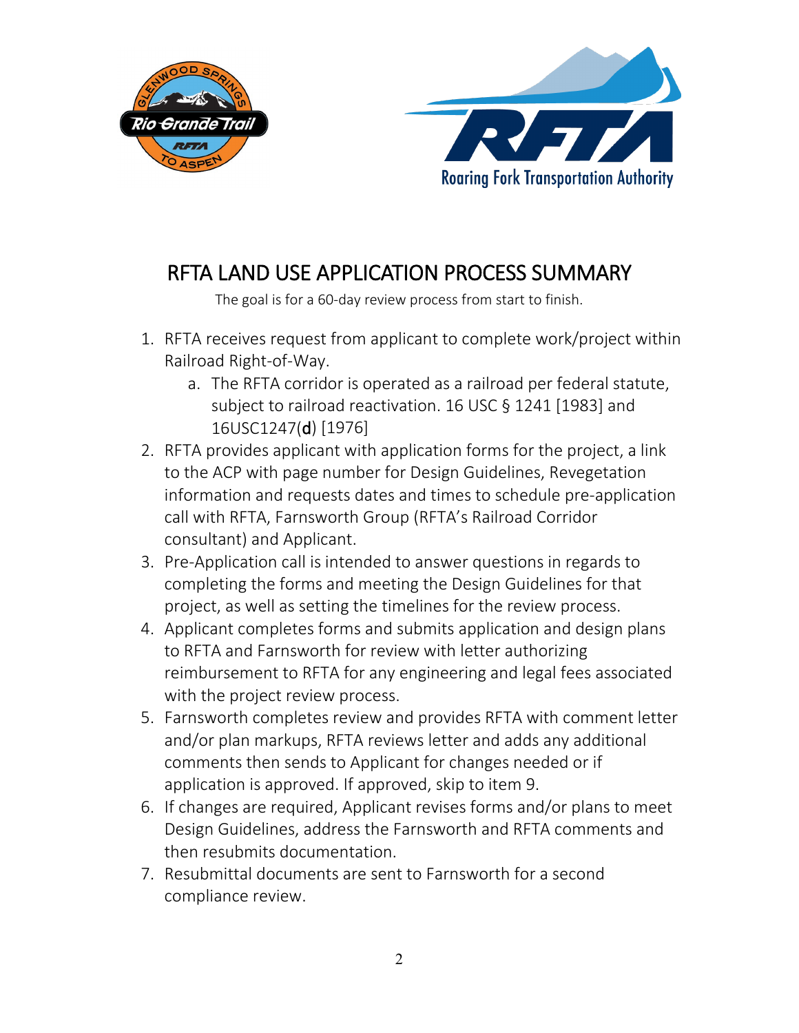# RFTA LAND USE APPLICATION PROCESS SUMMARY

The goal is for a 60-day review process from start to finish.

1. RFTA receives request from applicant to complete work/project within Railroad Right-of-Way.
   a. The RFTA corridor is operated as a railroad per federal statute, subject to railroad reactivation. 16 USC § 1241 [1983] and 16USC1247(**d**) [1976]
2. RFTA provides applicant with application forms for the project, a link to the ACP with page number for Design Guidelines, Revegetation information and requests dates and times to schedule pre-application call with RFTA, Farnsworth Group (RFTA's Railroad Corridor consultant) and Applicant.
3. Pre-Application call is intended to answer questions in regards to completing the forms and meeting the Design Guidelines for that project, as well as setting the timelines for the review process.
4. Applicant completes forms and submits application and design plans to RFTA and Farnsworth for review with letter authorizing reimbursement to RFTA for any engineering and legal fees associated with the project review process.
5. Farnsworth completes review and provides RFTA with comment letter and/or plan markups, RFTA reviews letter and adds any additional comments then sends to Applicant for changes needed or if application is approved. If approved, skip to item 9.
6. If changes are required, Applicant revises forms and/or plans to meet Design Guidelines, address the Farnsworth and RFTA comments and then resubmits documentation.
7. Resubmittal documents are sent to Farnsworth for a second compliance review.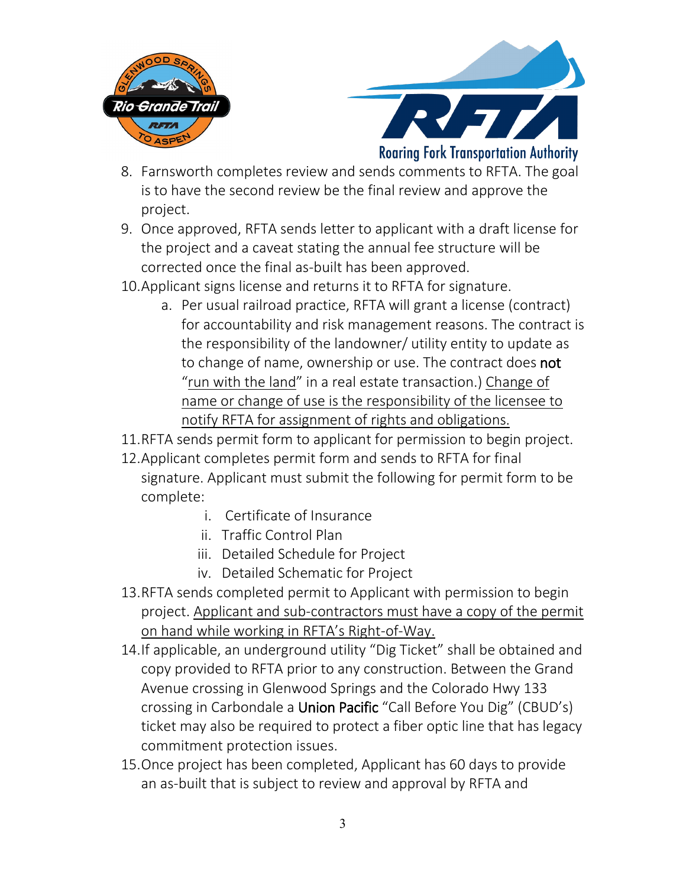8. Farnsworth completes review and sends comments to RFTA. The goal is to have the second review be the final review and approve the project.
9. Once approved, RFTA sends letter to applicant with a draft license for the project and a caveat stating the annual fee structure will be corrected once the final as-built has been approved.
10. Applicant signs license and returns it to RFTA for signature.
    a. Per usual railroad practice, RFTA will grant a license (contract) for accountability and risk management reasons. The contract is the responsibility of the landowner/ utility entity to update as to change of name, ownership or use. The contract does **not** "run with the land" in a real estate transaction.) Change of name or change of use is the responsibility of the licensee to notify RFTA for assignment of rights and obligations.
11. RFTA sends permit form to applicant for permission to begin project.
12. Applicant completes permit form and sends to RFTA for final signature. Applicant must submit the following for permit form to be complete:
    i. Certificate of Insurance
    ii. Traffic Control Plan
    iii. Detailed Schedule for Project
    iv. Detailed Schematic for Project
13. RFTA sends completed permit to Applicant with permission to begin project. Applicant and sub-contractors must have a copy of the permit on hand while working in RFTA's Right-of-Way.
14. If applicable, an underground utility "Dig Ticket" shall be obtained and copy provided to RFTA prior to any construction. Between the Grand Avenue crossing in Glenwood Springs and the Colorado Hwy 133 crossing in Carbondale a Union Pacific "Call Before You Dig" (CBUD's) ticket may also be required to protect a fiber optic line that has legacy commitment protection issues.
15. Once project has been completed, Applicant has 60 days to provide an as-built that is subject to review and approval by RFTA and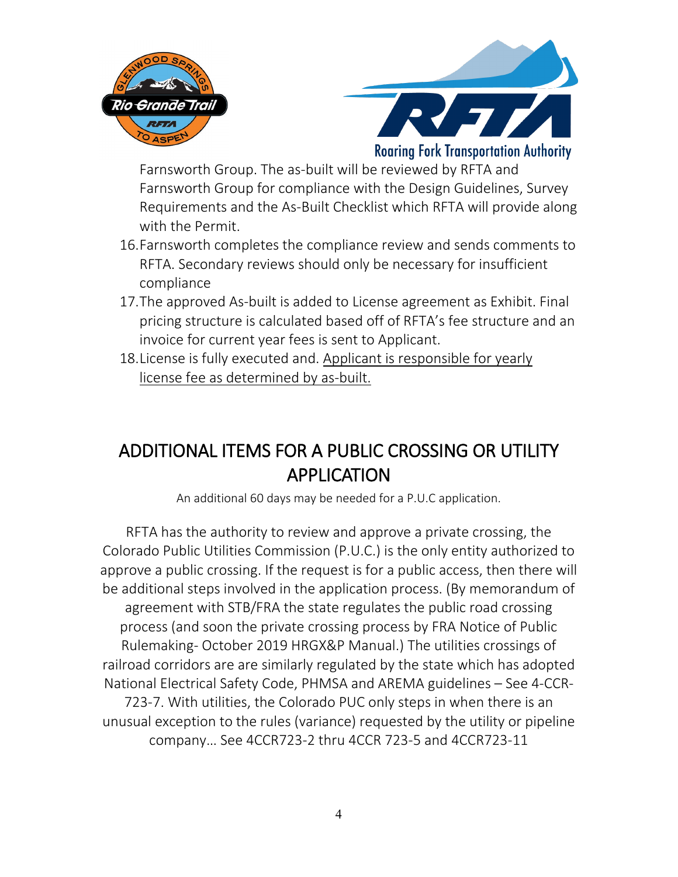Farnsworth Group. The as-built will be reviewed by RFTA and Farnsworth Group for compliance with the Design Guidelines, Survey Requirements and the As-Built Checklist which RFTA will provide along with the Permit.

16. Farnsworth completes the compliance review and sends comments to RFTA. Secondary reviews should only be necessary for insufficient compliance
17. The approved As-built is added to License agreement as Exhibit. Final pricing structure is calculated based off of RFTA's fee structure and an invoice for current year fees is sent to Applicant.
18. License is fully executed and. <u>Applicant is responsible for yearly license fee as determined by as-built.</u>

## ADDITIONAL ITEMS FOR A PUBLIC CROSSING OR UTILITY APPLICATION

An additional 60 days may be needed for a P.U.C application.

RFTA has the authority to review and approve a private crossing, the Colorado Public Utilities Commission (P.U.C.) is the only entity authorized to approve a public crossing. If the request is for a public access, then there will be additional steps involved in the application process. (By memorandum of agreement with STB/FRA the state regulates the public road crossing process (and soon the private crossing process by FRA Notice of Public Rulemaking- October 2019 HRGX&P Manual.) The utilities crossings of railroad corridors are are similarly regulated by the state which has adopted National Electrical Safety Code, PHMSA and AREMA guidelines – See 4-CCR-723-7. With utilities, the Colorado PUC only steps in when there is an unusual exception to the rules (variance) requested by the utility or pipeline company… See 4CCR723-2 thru 4CCR 723-5 and 4CCR723-11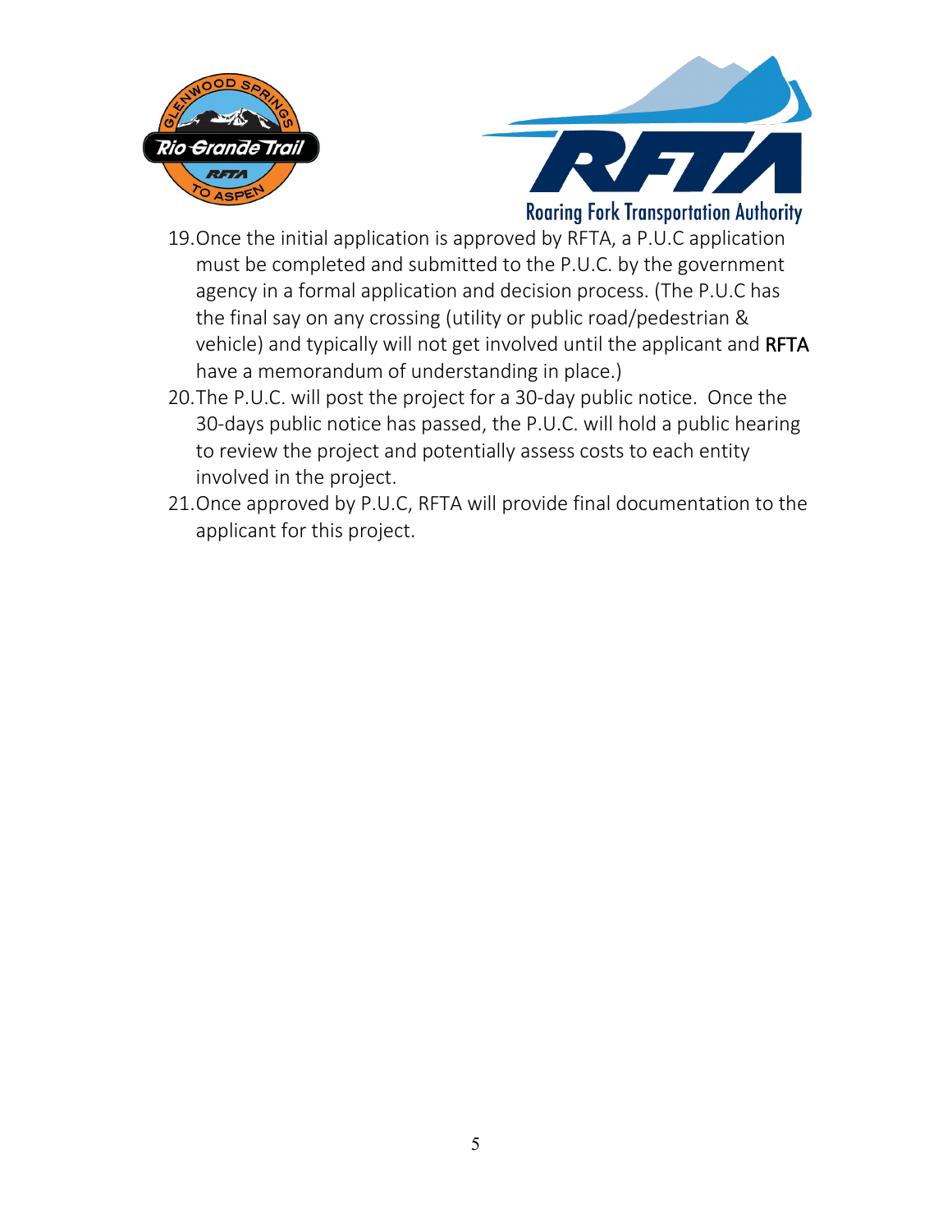19. Once the initial application is approved by RFTA, a P.U.C application must be completed and submitted to the P.U.C. by the government agency in a formal application and decision process. (The P.U.C has the final say on any crossing (utility or public road/pedestrian & vehicle) and typically will not get involved until the applicant and RFTA have a memorandum of understanding in place.)
20. The P.U.C. will post the project for a 30-day public notice. Once the 30-days public notice has passed, the P.U.C. will hold a public hearing to review the project and potentially assess costs to each entity involved in the project.
21. Once approved by P.U.C, RFTA will provide final documentation to the applicant for this project.